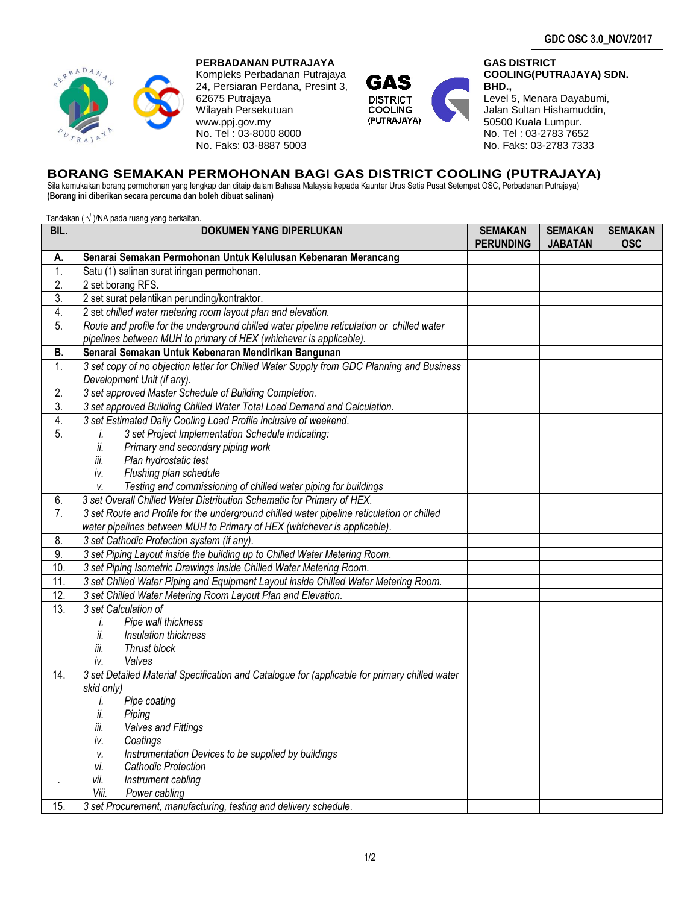GDC OSC 3.0_NOV/2017

**PERBADANAN PUTRAJAYA**
Kompleks Perbadanan Putrajaya
24, Persiaran Perdana, Presint 3,
62675 Putrajaya
Wilayah Persekutuan
www.ppj.gov.my
No. Tel : 03-8000 8000
No. Faks: 03-8887 5003

**GAS DISTRICT COOLING(PUTRAJAYA) SDN. BHD.,**
Level 5, Menara Dayabumi,
Jalan Sultan Hishamuddin,
50500 Kuala Lumpur.
No. Tel : 03-2783 7652
No. Faks: 03-2783 7333

## BORANG SEMAKAN PERMOHONAN BAGI GAS DISTRICT COOLING (PUTRAJAYA)

Sila kemukakan borang permohonan yang lengkap dan ditaip dalam Bahasa Malaysia kepada Kaunter Urus Setia Pusat Setempat OSC, Perbadanan Putrajaya)
**(Borang ini diberikan secara percuma dan boleh dibuat salinan)**

Tandakan ( √ )/NA pada ruang yang berkaitan.

| BIL. | DOKUMEN YANG DIPERLUKAN | SEMAKAN PERUNDING | SEMAKAN JABATAN | SEMAKAN OSC |
|---|---|---|---|---|
| **A.** | **Senarai Semakan Permohonan Untuk Kelulusan Kebenaran Merancang** | | | |
| 1. | Satu (1) salinan surat iringan permohonan. | | | |
| 2. | 2 set borang RFS. | | | |
| 3. | 2 set surat pelantikan perunding/kontraktor. | | | |
| 4. | 2 set *chilled water metering room layout plan and elevation.* | | | |
| 5. | *Route and profile for the underground chilled water pipeline reticulation or chilled water pipelines between MUH to primary of HEX (whichever is applicable).* | | | |
| **B.** | **Senarai Semakan Untuk Kebenaran Mendirikan Bangunan** | | | |
| 1. | *3 set copy of no objection letter for Chilled Water Supply from GDC Planning and Business Development Unit (if any).* | | | |
| 2. | *3 set approved Master Schedule of Building Completion.* | | | |
| 3. | *3 set approved Building Chilled Water Total Load Demand and Calculation.* | | | |
| 4. | *3 set Estimated Daily Cooling Load Profile inclusive of weekend.* | | | |
| 5. | *i. 3 set Project Implementation Schedule indicating:*<br>*ii. Primary and secondary piping work*<br>*iii. Plan hydrostatic test*<br>*iv. Flushing plan schedule*<br>*v. Testing and commissioning of chilled water piping for buildings* | | | |
| 6. | *3 set Overall Chilled Water Distribution Schematic for Primary of HEX.* | | | |
| 7. | *3 set Route and Profile for the underground chilled water pipeline reticulation or chilled water pipelines between MUH to Primary of HEX (whichever is applicable).* | | | |
| 8. | *3 set Cathodic Protection system (if any).* | | | |
| 9. | *3 set Piping Layout inside the building up to Chilled Water Metering Room.* | | | |
| 10. | *3 set Piping Isometric Drawings inside Chilled Water Metering Room.* | | | |
| 11. | *3 set Chilled Water Piping and Equipment Layout inside Chilled Water Metering Room.* | | | |
| 12. | *3 set Chilled Water Metering Room Layout Plan and Elevation.* | | | |
| 13. | *3 set Calculation of*<br>*i. Pipe wall thickness*<br>*ii. Insulation thickness*<br>*iii. Thrust block*<br>*iv. Valves* | | | |
| 14. | *3 set Detailed Material Specification and Catalogue for (applicable for primary chilled water skid only)*<br>*i. Pipe coating*<br>*ii. Piping*<br>*iii. Valves and Fittings*<br>*iv. Coatings*<br>*v. Instrumentation Devices to be supplied by buildings*<br>*vi. Cathodic Protection*<br>*vii. Instrument cabling*<br>*Viii. Power cabling* | | | |
| 15. | *3 set Procurement, manufacturing, testing and delivery schedule.* | | | |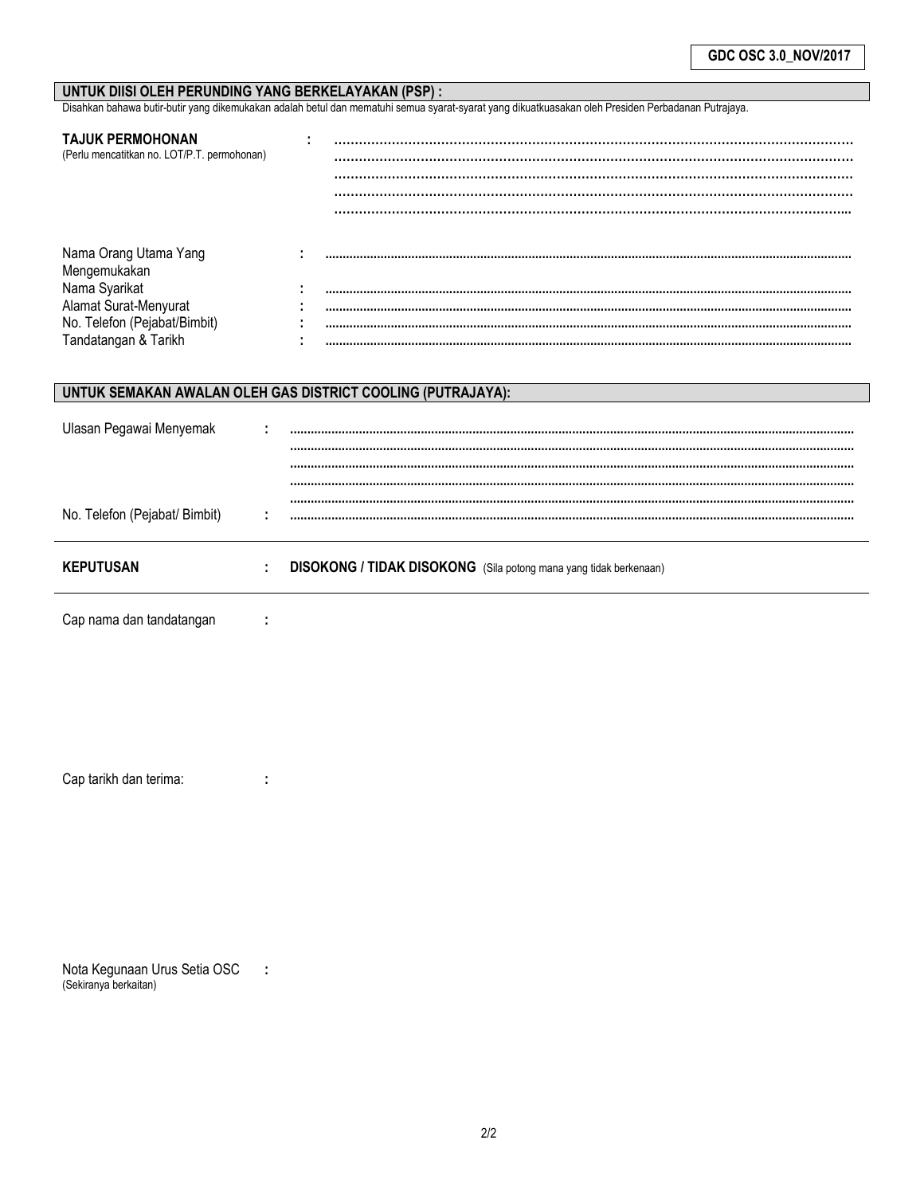**GDC OSC 3.0_NOV/2017**

## UNTUK DIISI OLEH PERUNDING YANG BERKELAYAKAN (PSP) :

Disahkan bahawa butir-butir yang dikemukakan adalah betul dan mematuhi semua syarat-syarat yang dikuatkuasakan oleh Presiden Perbadanan Putrajaya.

**TAJUK PERMOHONAN** : ..............................................................................................................................
(Perlu mencatitkan no. LOT/P.T. permohonan)
..............................................................................................................................
..............................................................................................................................
..............................................................................................................................
..............................................................................................................................

Nama Orang Utama Yang Mengemukakan : ..............................................................................................................................

Nama Syarikat : ..............................................................................................................................

Alamat Surat-Menyurat : ..............................................................................................................................

No. Telefon (Pejabat/Bimbit) : ..............................................................................................................................

Tandatangan & Tarikh : ..............................................................................................................................

## UNTUK SEMAKAN AWALAN OLEH GAS DISTRICT COOLING (PUTRAJAYA):

Ulasan Pegawai Menyemak : ..............................................................................................................................
..............................................................................................................................
..............................................................................................................................
..............................................................................................................................
..............................................................................................................................

No. Telefon (Pejabat/ Bimbit) : ..............................................................................................................................

---

**KEPUTUSAN** : **DISOKONG / TIDAK DISOKONG** (Sila potong mana yang tidak berkenaan)

---

Cap nama dan tandatangan :

Cap tarikh dan terima: :

Nota Kegunaan Urus Setia OSC :
(Sekiranya berkaitan)